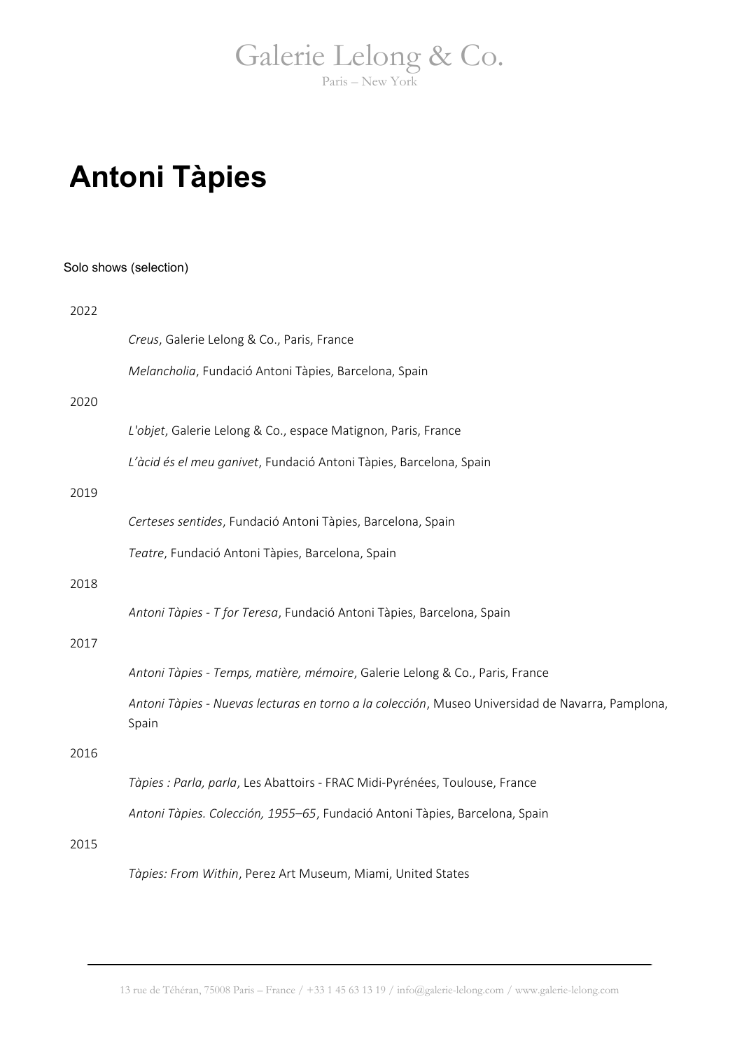# Antoni Tàpies

Solo shows (selection)

2022

*Creus*, Galerie Lelong & Co., Paris, France

*Melancholia*, Fundació Antoni Tàpies, Barcelona, Spain

2020

*L'objet*, Galerie Lelong & Co., espace Matignon, Paris, France

*L'àcid és el meu ganivet*, Fundació Antoni Tàpies, Barcelona, Spain

2019

*Certeses sentides*, Fundació Antoni Tàpies, Barcelona, Spain

*Teatre*, Fundació Antoni Tàpies, Barcelona, Spain

2018

*Antoni Tàpies - T for Teresa*, Fundació Antoni Tàpies, Barcelona, Spain

2017

*Antoni Tàpies - Temps, matière, mémoire*, Galerie Lelong & Co., Paris, France

*Antoni Tàpies - Nuevas lecturas en torno a la colección*, Museo Universidad de Navarra, Pamplona, Spain

2016

*Tàpies : Parla, parla*, Les Abattoirs - FRAC Midi-Pyrénées, Toulouse, France

*Antoni Tàpies. Colección, 1955–65*, Fundació Antoni Tàpies, Barcelona, Spain

2015

*Tàpies: From Within*, Perez Art Museum, Miami, United States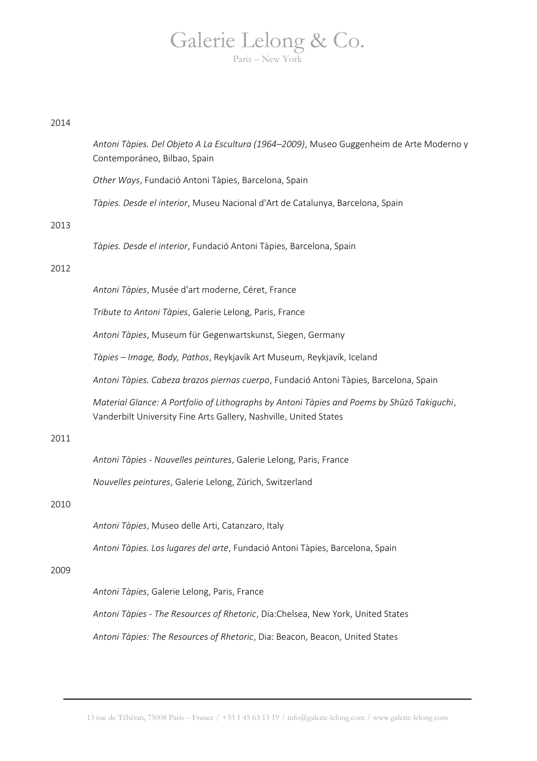2014

*Antoni Tàpies. Del Objeto A La Escultura (1964–2009)*, Museo Guggenheim de Arte Moderno y Contemporáneo, Bilbao, Spain

*Other Ways*, Fundació Antoni Tàpies, Barcelona, Spain

*Tàpies. Desde el interior*, Museu Nacional d'Art de Catalunya, Barcelona, Spain

2013

*Tàpies. Desde el interior*, Fundació Antoni Tàpies, Barcelona, Spain

2012

*Antoni Tàpies*, Musée d'art moderne, Céret, France

*Tribute to Antoni Tàpies*, Galerie Lelong, Paris, France

*Antoni Tàpies*, Museum für Gegenwartskunst, Siegen, Germany

*Tàpies – Image, Body, Pathos*, Reykjavík Art Museum, Reykjavík, Iceland

*Antoni Tàpies. Cabeza brazos piernas cuerpo*, Fundació Antoni Tàpies, Barcelona, Spain

*Material Glance: A Portfolio of Lithographs by Antoni Tàpies and Poems by Shūzō Takiguchi*, Vanderbilt University Fine Arts Gallery, Nashville, United States

2011

*Antoni Tàpies - Nouvelles peintures*, Galerie Lelong, Paris, France

*Nouvelles peintures*, Galerie Lelong, Zürich, Switzerland

2010

*Antoni Tàpies*, Museo delle Arti, Catanzaro, Italy

*Antoni Tàpies. Los lugares del arte*, Fundació Antoni Tàpies, Barcelona, Spain

2009

*Antoni Tàpies*, Galerie Lelong, Paris, France

*Antoni Tàpies - The Resources of Rhetoric*, Dia:Chelsea, New York, United States

*Antoni Tàpies: The Resources of Rhetoric*, Dia: Beacon, Beacon, United States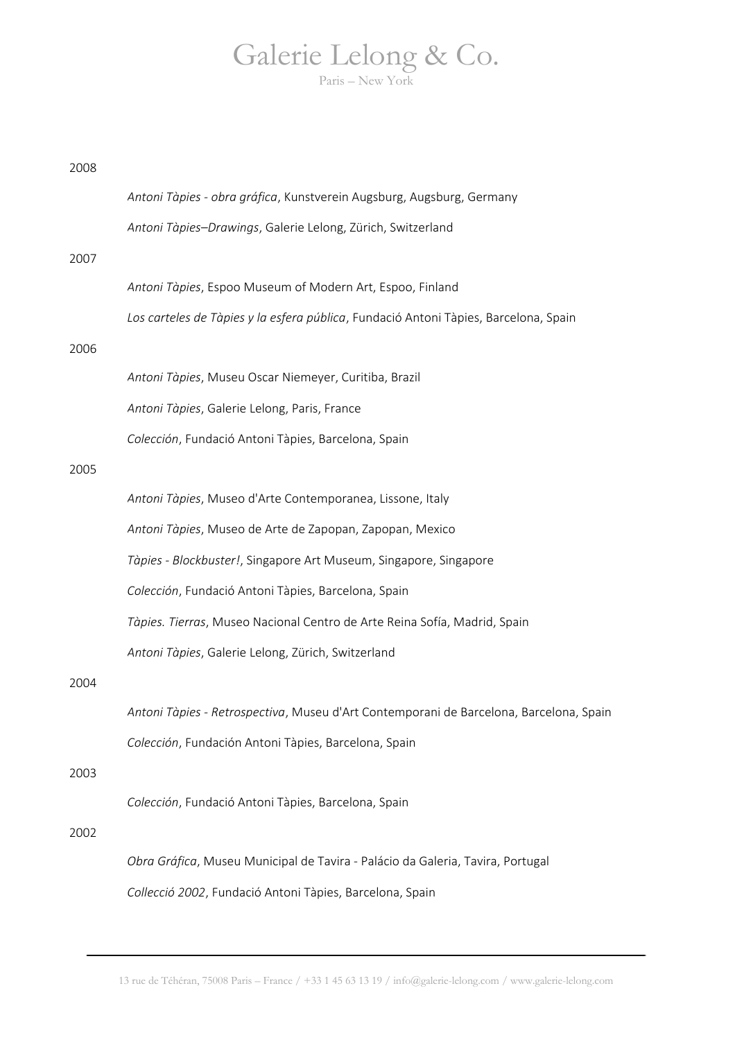2008

*Antoni Tàpies - obra gráfica*, Kunstverein Augsburg, Augsburg, Germany

*Antoni Tàpies–Drawings*, Galerie Lelong, Zürich, Switzerland

2007

*Antoni Tàpies*, Espoo Museum of Modern Art, Espoo, Finland

*Los carteles de Tàpies y la esfera pública*, Fundació Antoni Tàpies, Barcelona, Spain

2006

*Antoni Tàpies*, Museu Oscar Niemeyer, Curitiba, Brazil

*Antoni Tàpies*, Galerie Lelong, Paris, France

*Colección*, Fundació Antoni Tàpies, Barcelona, Spain

2005

*Antoni Tàpies*, Museo d'Arte Contemporanea, Lissone, Italy

*Antoni Tàpies*, Museo de Arte de Zapopan, Zapopan, Mexico

*Tàpies - Blockbuster!*, Singapore Art Museum, Singapore, Singapore

*Colección*, Fundació Antoni Tàpies, Barcelona, Spain

*Tàpies. Tierras*, Museo Nacional Centro de Arte Reina Sofía, Madrid, Spain

*Antoni Tàpies*, Galerie Lelong, Zürich, Switzerland

2004

*Antoni Tàpies - Retrospectiva*, Museu d'Art Contemporani de Barcelona, Barcelona, Spain

*Colección*, Fundación Antoni Tàpies, Barcelona, Spain

2003

*Colección*, Fundació Antoni Tàpies, Barcelona, Spain

2002

*Obra Gráfica*, Museu Municipal de Tavira - Palácio da Galeria, Tavira, Portugal

*Collecció 2002*, Fundació Antoni Tàpies, Barcelona, Spain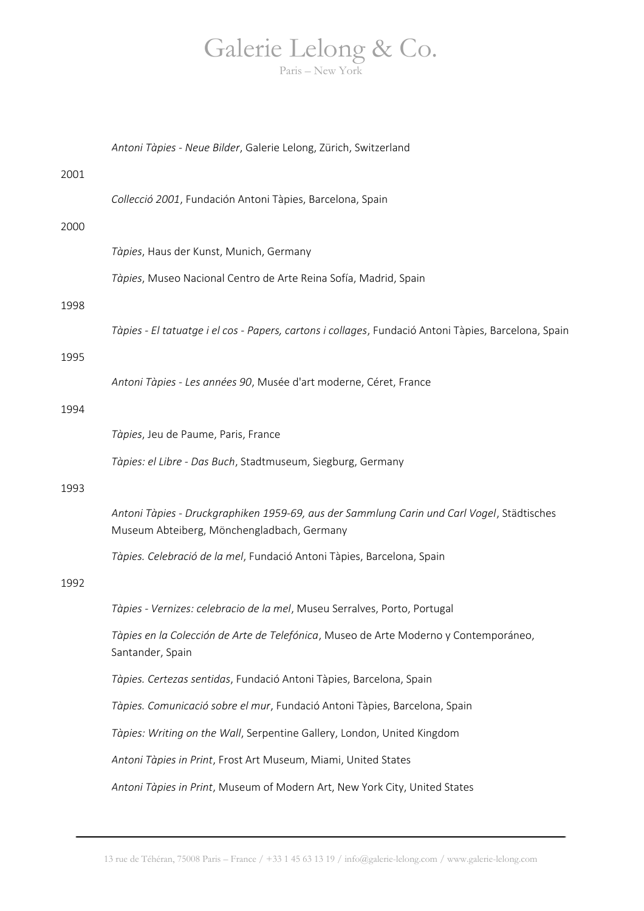*Antoni Tàpies - Neue Bilder*, Galerie Lelong, Zürich, Switzerland

2001

*Collecció 2001*, Fundación Antoni Tàpies, Barcelona, Spain

2000

*Tàpies*, Haus der Kunst, Munich, Germany

*Tàpies*, Museo Nacional Centro de Arte Reina Sofía, Madrid, Spain

1998

*Tàpies - El tatuatge i el cos - Papers, cartons i collages*, Fundació Antoni Tàpies, Barcelona, Spain

1995

*Antoni Tàpies - Les années 90*, Musée d'art moderne, Céret, France

1994

*Tàpies*, Jeu de Paume, Paris, France

*Tàpies: el Libre - Das Buch*, Stadtmuseum, Siegburg, Germany

1993

*Antoni Tàpies - Druckgraphiken 1959-69, aus der Sammlung Carin und Carl Vogel*, Städtisches Museum Abteiberg, Mönchengladbach, Germany

*Tàpies. Celebració de la mel*, Fundació Antoni Tàpies, Barcelona, Spain

1992

*Tàpies - Vernizes: celebracio de la mel*, Museu Serralves, Porto, Portugal

*Tàpies en la Colección de Arte de Telefónica*, Museo de Arte Moderno y Contemporáneo, Santander, Spain

*Tàpies. Certezas sentidas*, Fundació Antoni Tàpies, Barcelona, Spain

*Tàpies. Comunicació sobre el mur*, Fundació Antoni Tàpies, Barcelona, Spain

*Tàpies: Writing on the Wall*, Serpentine Gallery, London, United Kingdom

*Antoni Tàpies in Print*, Frost Art Museum, Miami, United States

*Antoni Tàpies in Print*, Museum of Modern Art, New York City, United States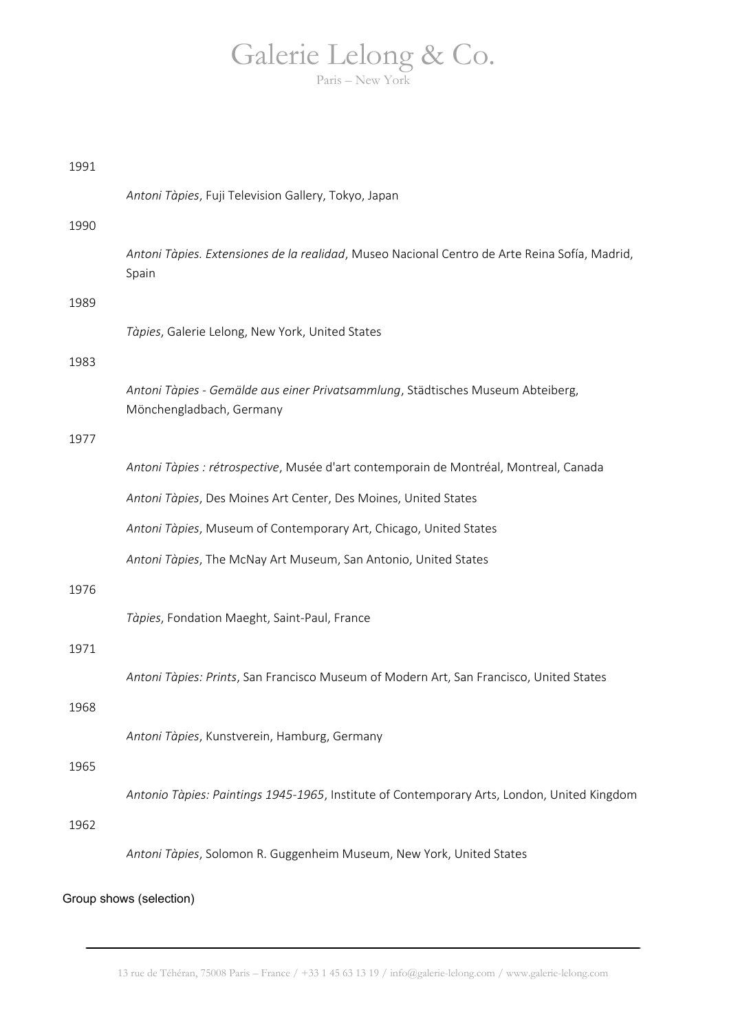1991

*Antoni Tàpies*, Fuji Television Gallery, Tokyo, Japan

1990

*Antoni Tàpies. Extensiones de la realidad*, Museo Nacional Centro de Arte Reina Sofía, Madrid, Spain

1989

*Tàpies*, Galerie Lelong, New York, United States

1983

*Antoni Tàpies - Gemälde aus einer Privatsammlung*, Städtisches Museum Abteiberg, Mönchengladbach, Germany

1977

*Antoni Tàpies : rétrospective*, Musée d'art contemporain de Montréal, Montreal, Canada

*Antoni Tàpies*, Des Moines Art Center, Des Moines, United States

*Antoni Tàpies*, Museum of Contemporary Art, Chicago, United States

*Antoni Tàpies*, The McNay Art Museum, San Antonio, United States

1976

*Tàpies*, Fondation Maeght, Saint-Paul, France

1971

*Antoni Tàpies: Prints*, San Francisco Museum of Modern Art, San Francisco, United States

1968

*Antoni Tàpies*, Kunstverein, Hamburg, Germany

1965

*Antonio Tàpies: Paintings 1945-1965*, Institute of Contemporary Arts, London, United Kingdom

1962

*Antoni Tàpies*, Solomon R. Guggenheim Museum, New York, United States

## Group shows (selection)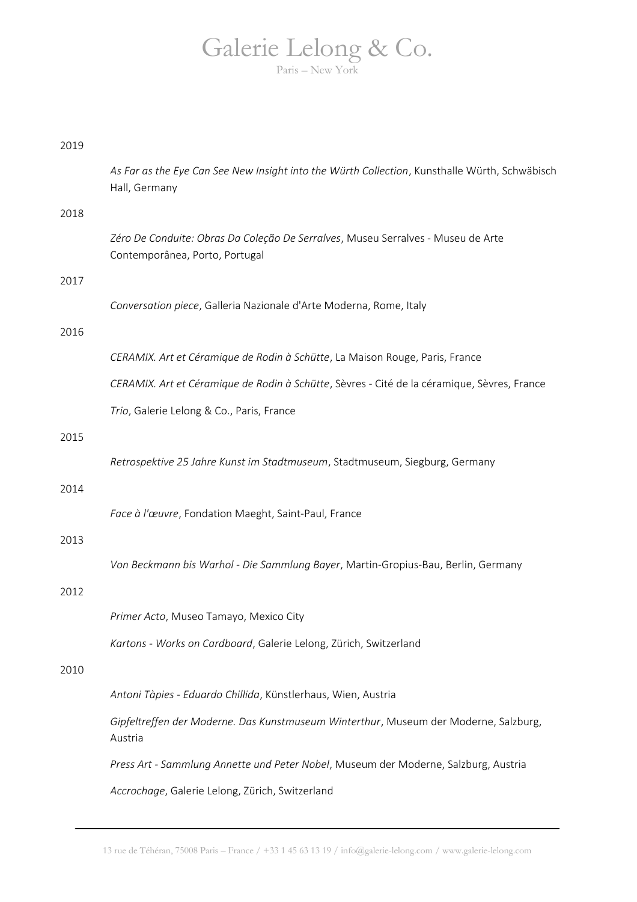2019

*As Far as the Eye Can See New Insight into the Würth Collection*, Kunsthalle Würth, Schwäbisch Hall, Germany

2018

*Zéro De Conduite: Obras Da Coleção De Serralves*, Museu Serralves - Museu de Arte Contemporânea, Porto, Portugal

2017

*Conversation piece*, Galleria Nazionale d'Arte Moderna, Rome, Italy

2016

*CERAMIX. Art et Céramique de Rodin à Schütte*, La Maison Rouge, Paris, France

*CERAMIX. Art et Céramique de Rodin à Schütte*, Sèvres - Cité de la céramique, Sèvres, France

*Trio*, Galerie Lelong & Co., Paris, France

2015

*Retrospektive 25 Jahre Kunst im Stadtmuseum*, Stadtmuseum, Siegburg, Germany

2014

*Face à l'œuvre*, Fondation Maeght, Saint-Paul, France

2013

*Von Beckmann bis Warhol - Die Sammlung Bayer*, Martin-Gropius-Bau, Berlin, Germany

2012

*Primer Acto*, Museo Tamayo, Mexico City

*Kartons - Works on Cardboard*, Galerie Lelong, Zürich, Switzerland

2010

*Antoni Tàpies - Eduardo Chillida*, Künstlerhaus, Wien, Austria

*Gipfeltreffen der Moderne. Das Kunstmuseum Winterthur*, Museum der Moderne, Salzburg, Austria

*Press Art - Sammlung Annette und Peter Nobel*, Museum der Moderne, Salzburg, Austria

*Accrochage*, Galerie Lelong, Zürich, Switzerland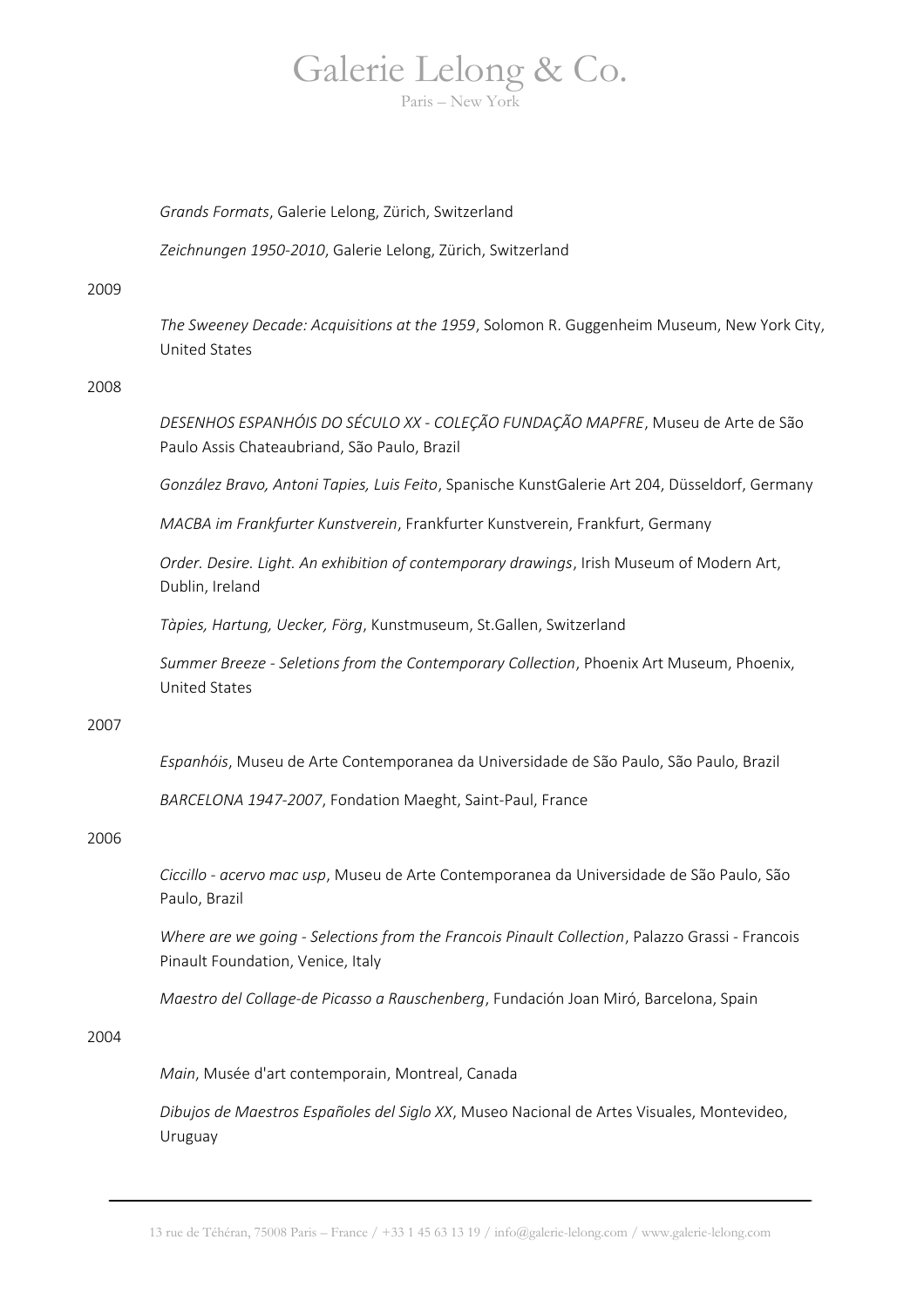*Grands Formats*, Galerie Lelong, Zürich, Switzerland

*Zeichnungen 1950-2010*, Galerie Lelong, Zürich, Switzerland

2009

*The Sweeney Decade: Acquisitions at the 1959*, Solomon R. Guggenheim Museum, New York City, United States

2008

*DESENHOS ESPANHÓIS DO SÉCULO XX - COLEÇÃO FUNDAÇÃO MAPFRE*, Museu de Arte de São Paulo Assis Chateaubriand, São Paulo, Brazil

*González Bravo, Antoni Tapies, Luis Feito*, Spanische KunstGalerie Art 204, Düsseldorf, Germany

*MACBA im Frankfurter Kunstverein*, Frankfurter Kunstverein, Frankfurt, Germany

*Order. Desire. Light. An exhibition of contemporary drawings*, Irish Museum of Modern Art, Dublin, Ireland

*Tàpies, Hartung, Uecker, Förg*, Kunstmuseum, St.Gallen, Switzerland

*Summer Breeze - Seletions from the Contemporary Collection*, Phoenix Art Museum, Phoenix, United States

2007

*Espanhóis*, Museu de Arte Contemporanea da Universidade de São Paulo, São Paulo, Brazil

*BARCELONA 1947-2007*, Fondation Maeght, Saint-Paul, France

2006

*Ciccillo - acervo mac usp*, Museu de Arte Contemporanea da Universidade de São Paulo, São Paulo, Brazil

*Where are we going - Selections from the Francois Pinault Collection*, Palazzo Grassi - Francois Pinault Foundation, Venice, Italy

*Maestro del Collage-de Picasso a Rauschenberg*, Fundación Joan Miró, Barcelona, Spain

2004

*Main*, Musée d'art contemporain, Montreal, Canada

*Dibujos de Maestros Españoles del Siglo XX*, Museo Nacional de Artes Visuales, Montevideo, Uruguay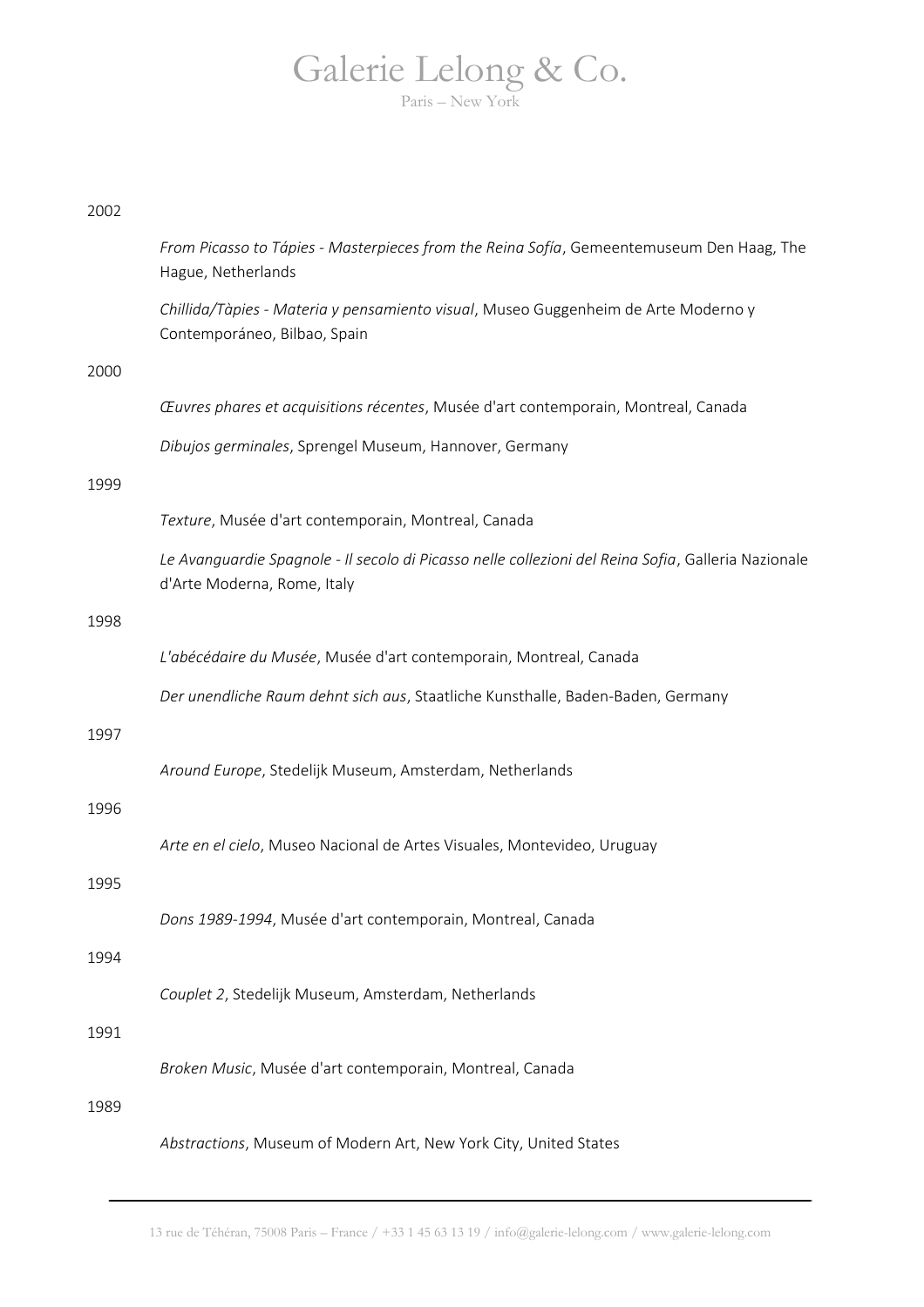2002

*From Picasso to Tápies - Masterpieces from the Reina Sofía*, Gemeentemuseum Den Haag, The Hague, Netherlands

*Chillida/Tàpies - Materia y pensamiento visual*, Museo Guggenheim de Arte Moderno y Contemporáneo, Bilbao, Spain

2000

*Œuvres phares et acquisitions récentes*, Musée d'art contemporain, Montreal, Canada

*Dibujos germinales*, Sprengel Museum, Hannover, Germany

1999

*Texture*, Musée d'art contemporain, Montreal, Canada

*Le Avanguardie Spagnole - Il secolo di Picasso nelle collezioni del Reina Sofia*, Galleria Nazionale d'Arte Moderna, Rome, Italy

1998

*L'abécédaire du Musée*, Musée d'art contemporain, Montreal, Canada

*Der unendliche Raum dehnt sich aus*, Staatliche Kunsthalle, Baden-Baden, Germany

1997

*Around Europe*, Stedelijk Museum, Amsterdam, Netherlands

1996

*Arte en el cielo*, Museo Nacional de Artes Visuales, Montevideo, Uruguay

1995

*Dons 1989-1994*, Musée d'art contemporain, Montreal, Canada

1994

*Couplet 2*, Stedelijk Museum, Amsterdam, Netherlands

1991

*Broken Music*, Musée d'art contemporain, Montreal, Canada

1989

*Abstractions*, Museum of Modern Art, New York City, United States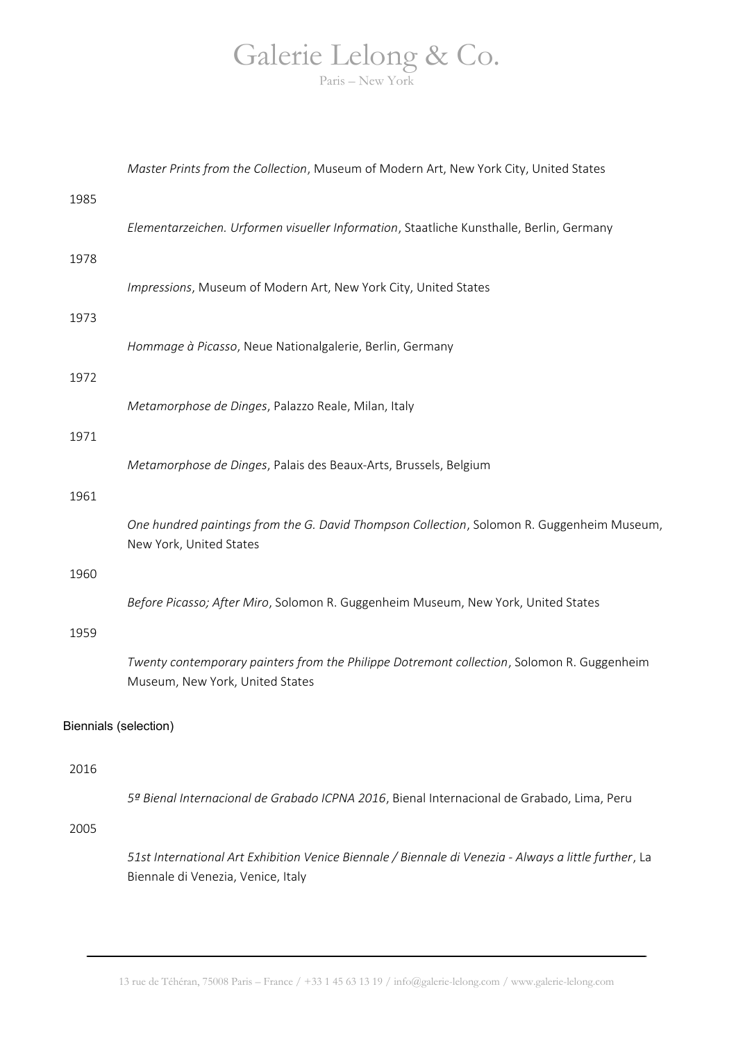*Master Prints from the Collection*, Museum of Modern Art, New York City, United States

1985

*Elementarzeichen. Urformen visueller Information*, Staatliche Kunsthalle, Berlin, Germany

1978

*Impressions*, Museum of Modern Art, New York City, United States

1973

*Hommage à Picasso*, Neue Nationalgalerie, Berlin, Germany

1972

*Metamorphose de Dinges*, Palazzo Reale, Milan, Italy

1971

*Metamorphose de Dinges*, Palais des Beaux-Arts, Brussels, Belgium

1961

*One hundred paintings from the G. David Thompson Collection*, Solomon R. Guggenheim Museum, New York, United States

1960

*Before Picasso; After Miro*, Solomon R. Guggenheim Museum, New York, United States

1959

*Twenty contemporary painters from the Philippe Dotremont collection*, Solomon R. Guggenheim Museum, New York, United States

## Biennials (selection)

2016

*5º Bienal Internacional de Grabado ICPNA 2016*, Bienal Internacional de Grabado, Lima, Peru

2005

*51st International Art Exhibition Venice Biennale / Biennale di Venezia - Always a little further*, La Biennale di Venezia, Venice, Italy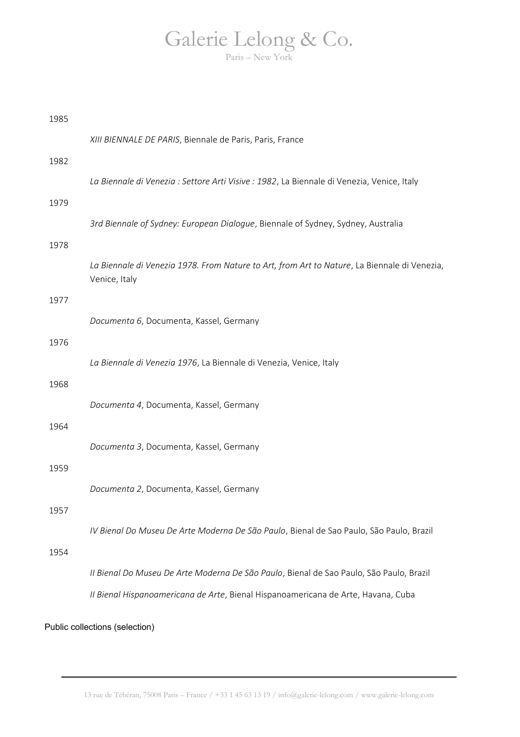1985

*XIII BIENNALE DE PARIS*, Biennale de Paris, Paris, France

1982

*La Biennale di Venezia : Settore Arti Visive : 1982*, La Biennale di Venezia, Venice, Italy

1979

*3rd Biennale of Sydney: European Dialogue*, Biennale of Sydney, Sydney, Australia

1978

*La Biennale di Venezia 1978. From Nature to Art, from Art to Nature*, La Biennale di Venezia, Venice, Italy

1977

*Documenta 6*, Documenta, Kassel, Germany

1976

*La Biennale di Venezia 1976*, La Biennale di Venezia, Venice, Italy

1968

*Documenta 4*, Documenta, Kassel, Germany

1964

*Documenta 3*, Documenta, Kassel, Germany

1959

*Documenta 2*, Documenta, Kassel, Germany

1957

*IV Bienal Do Museu De Arte Moderna De São Paulo*, Bienal de Sao Paulo, São Paulo, Brazil

1954

*II Bienal Do Museu De Arte Moderna De São Paulo*, Bienal de Sao Paulo, São Paulo, Brazil

*II Bienal Hispanoamericana de Arte*, Bienal Hispanoamericana de Arte, Havana, Cuba

## Public collections (selection)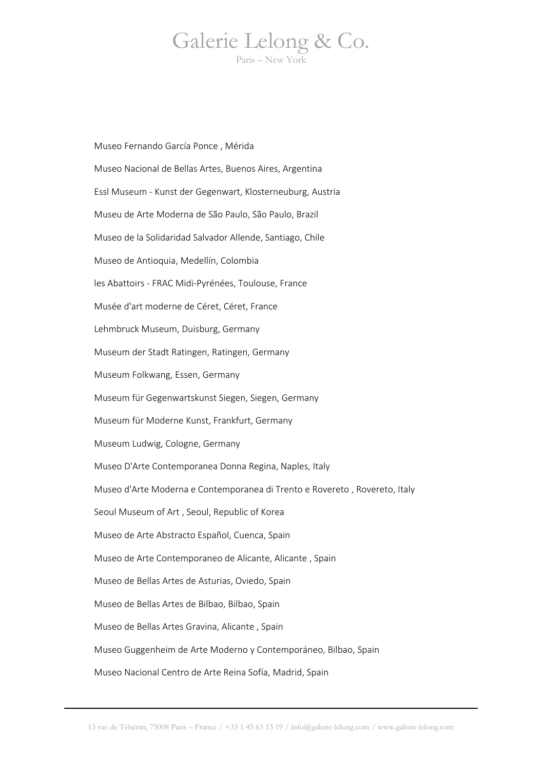Museo Fernando García Ponce , Mérida

Museo Nacional de Bellas Artes, Buenos Aires, Argentina

Essl Museum - Kunst der Gegenwart, Klosterneuburg, Austria

Museu de Arte Moderna de São Paulo, São Paulo, Brazil

Museo de la Solidaridad Salvador Allende, Santiago, Chile

Museo de Antioquia, Medellín, Colombia

les Abattoirs - FRAC Midi-Pyrénées, Toulouse, France

Musée d'art moderne de Céret, Céret, France

Lehmbruck Museum, Duisburg, Germany

Museum der Stadt Ratingen, Ratingen, Germany

Museum Folkwang, Essen, Germany

Museum für Gegenwartskunst Siegen, Siegen, Germany

Museum für Moderne Kunst, Frankfurt, Germany

Museum Ludwig, Cologne, Germany

Museo D'Arte Contemporanea Donna Regina, Naples, Italy

Museo d'Arte Moderna e Contemporanea di Trento e Rovereto , Rovereto, Italy

Seoul Museum of Art , Seoul, Republic of Korea

Museo de Arte Abstracto Español, Cuenca, Spain

Museo de Arte Contemporaneo de Alicante, Alicante , Spain

Museo de Bellas Artes de Asturias, Oviedo, Spain

Museo de Bellas Artes de Bilbao, Bilbao, Spain

Museo de Bellas Artes Gravina, Alicante , Spain

Museo Guggenheim de Arte Moderno y Contemporáneo, Bilbao, Spain

Museo Nacional Centro de Arte Reina Sofía, Madrid, Spain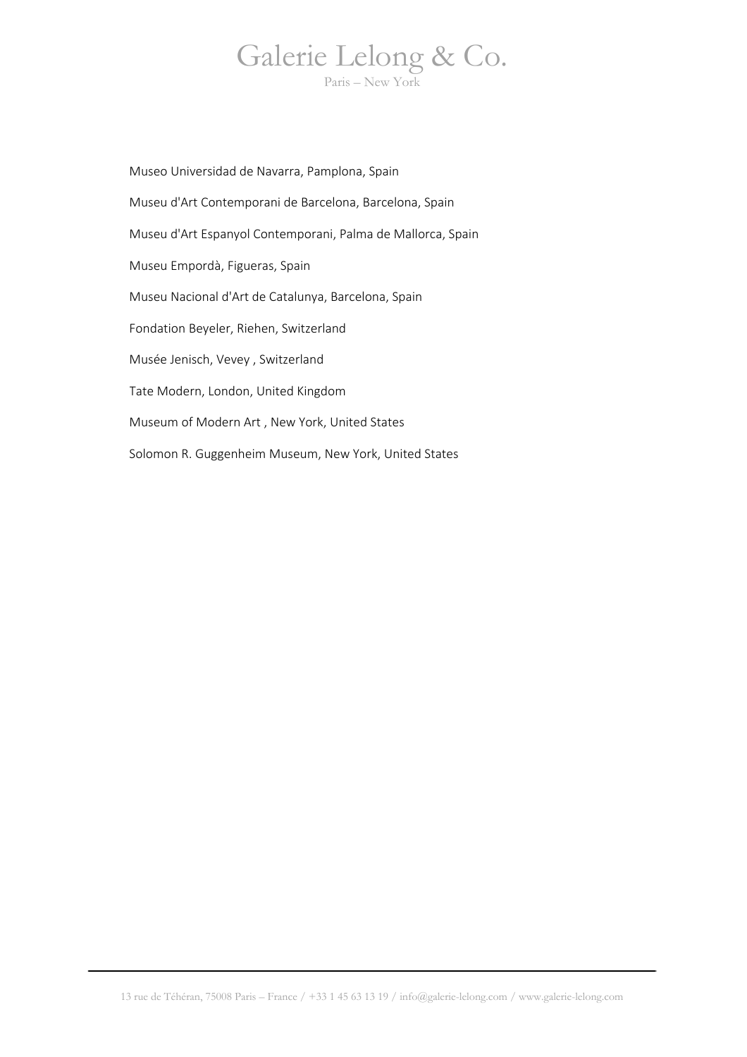Museo Universidad de Navarra, Pamplona, Spain

Museu d'Art Contemporani de Barcelona, Barcelona, Spain

Museu d'Art Espanyol Contemporani, Palma de Mallorca, Spain

Museu Empordà, Figueras, Spain

Museu Nacional d'Art de Catalunya, Barcelona, Spain

Fondation Beyeler, Riehen, Switzerland

Musée Jenisch, Vevey , Switzerland

Tate Modern, London, United Kingdom

Museum of Modern Art , New York, United States

Solomon R. Guggenheim Museum, New York, United States